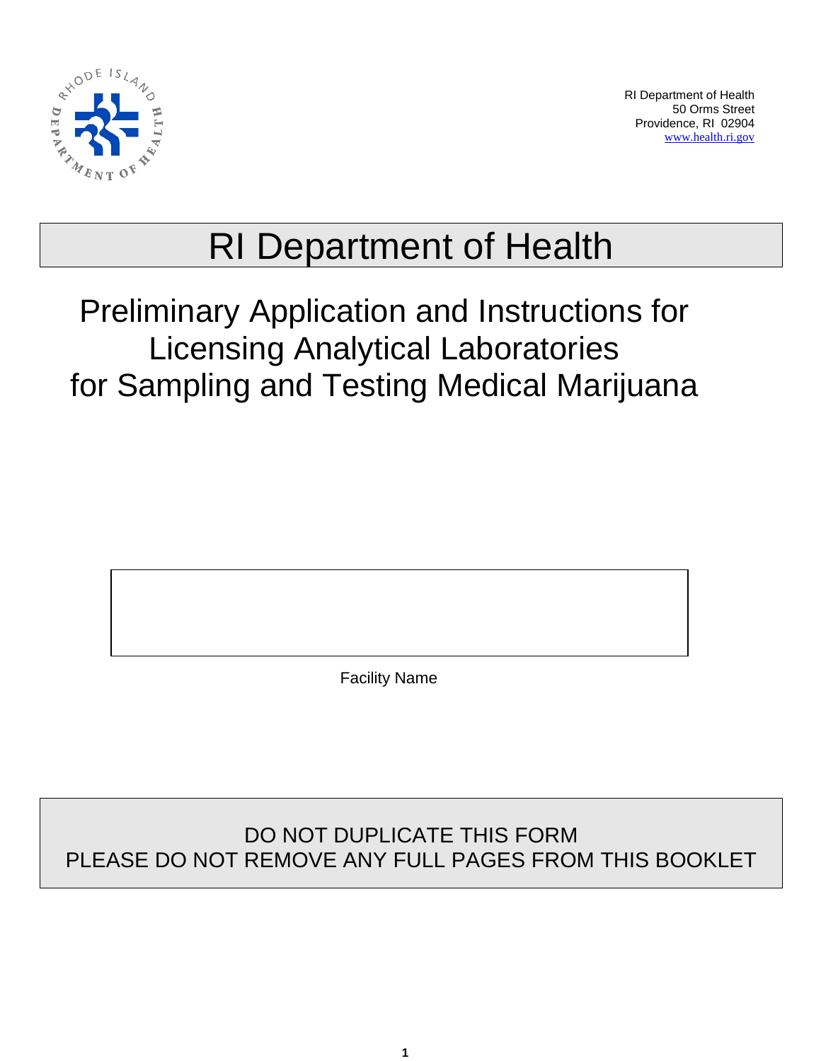RI Department of Health
50 Orms Street
Providence, RI 02904
www.health.ri.gov

# RI Department of Health

## Preliminary Application and Instructions for Licensing Analytical Laboratories for Sampling and Testing Medical Marijuana

Facility Name

DO NOT DUPLICATE THIS FORM
PLEASE DO NOT REMOVE ANY FULL PAGES FROM THIS BOOKLET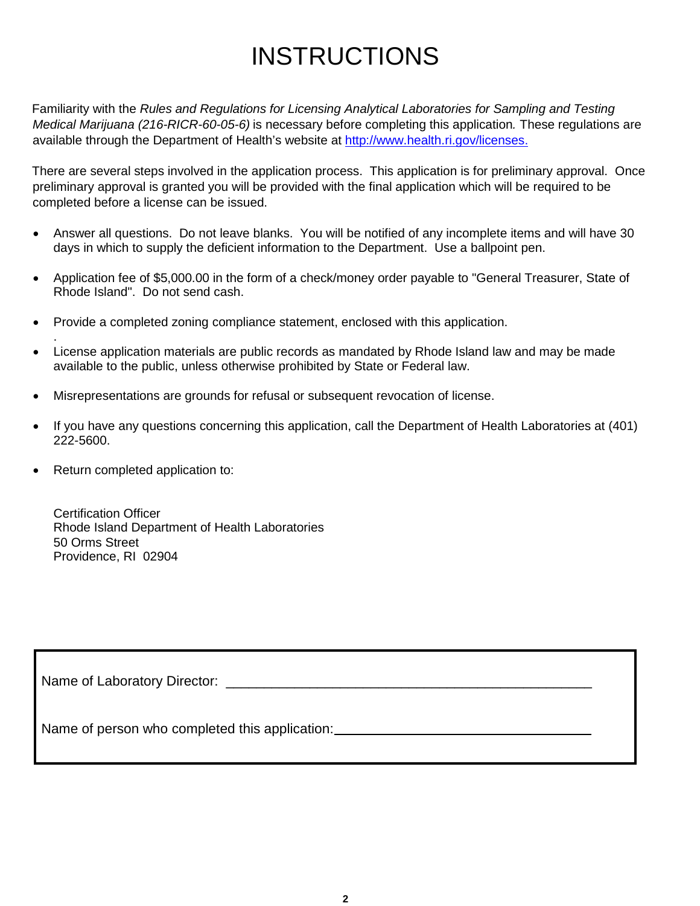# INSTRUCTIONS

Familiarity with the *Rules and Regulations for Licensing Analytical Laboratories for Sampling and Testing Medical Marijuana (216-RICR-60-05-6)* is necessary before completing this application. These regulations are available through the Department of Health's website at [http://www.health.ri.gov/licenses.](http://www.health.ri.gov/licenses)

There are several steps involved in the application process. This application is for preliminary approval. Once preliminary approval is granted you will be provided with the final application which will be required to be completed before a license can be issued.

- Answer all questions. Do not leave blanks. You will be notified of any incomplete items and will have 30 days in which to supply the deficient information to the Department. Use a ballpoint pen.
- Application fee of $5,000.00 in the form of a check/money order payable to "General Treasurer, State of Rhode Island". Do not send cash.
- Provide a completed zoning compliance statement, enclosed with this application.
- License application materials are public records as mandated by Rhode Island law and may be made available to the public, unless otherwise prohibited by State or Federal law.
- Misrepresentations are grounds for refusal or subsequent revocation of license.
- If you have any questions concerning this application, call the Department of Health Laboratories at (401) 222-5600.
- Return completed application to:

Certification Officer
Rhode Island Department of Health Laboratories
50 Orms Street
Providence, RI 02904

Name of Laboratory Director: ______________________________________________

Name of person who completed this application: ______________________________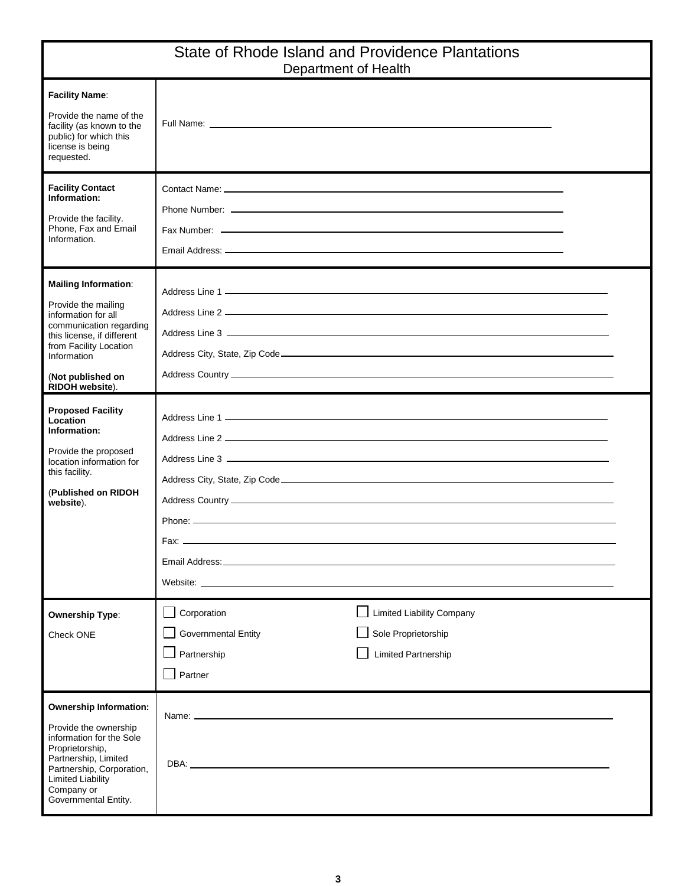# State of Rhode Island and Providence Plantations
## Department of Health

| | |
|---|---|
| **Facility Name**:<br><br>Provide the name of the facility (as known to the public) for which this license is being requested. | Full Name: ______________________ |
| **Facility Contact Information:**<br><br>Provide the facility. Phone, Fax and Email Information. | Contact Name: ______________________<br>Phone Number: ______________________<br>Fax Number: ______________________<br>Email Address: ______________________ |
| **Mailing Information**:<br><br>Provide the mailing information for all communication regarding this license, if different from Facility Location Information<br><br>(**Not published on RIDOH website**). | Address Line 1 ______________________<br>Address Line 2 ______________________<br>Address Line 3 ______________________<br>Address City, State, Zip Code ______________________<br>Address Country ______________________ |
| **Proposed Facility Location Information:**<br><br>Provide the proposed location information for this facility.<br><br>(**Published on RIDOH website**). | Address Line 1 ______________________<br>Address Line 2 ______________________<br>Address Line 3 ______________________<br>Address City, State, Zip Code ______________________<br>Address Country ______________________<br>Phone: ______________________<br>Fax: ______________________<br>Email Address: ______________________<br>Website: ______________________ |
| **Ownership Type**:<br><br>Check ONE | ☐ Corporation ☐ Limited Liability Company<br>☐ Governmental Entity ☐ Sole Proprietorship<br>☐ Partnership ☐ Limited Partnership<br>☐ Partner |
| **Ownership Information:**<br><br>Provide the ownership information for the Sole Proprietorship, Partnership, Limited Partnership, Corporation, Limited Liability Company or Governmental Entity. | Name: ______________________<br><br>DBA: ______________________ |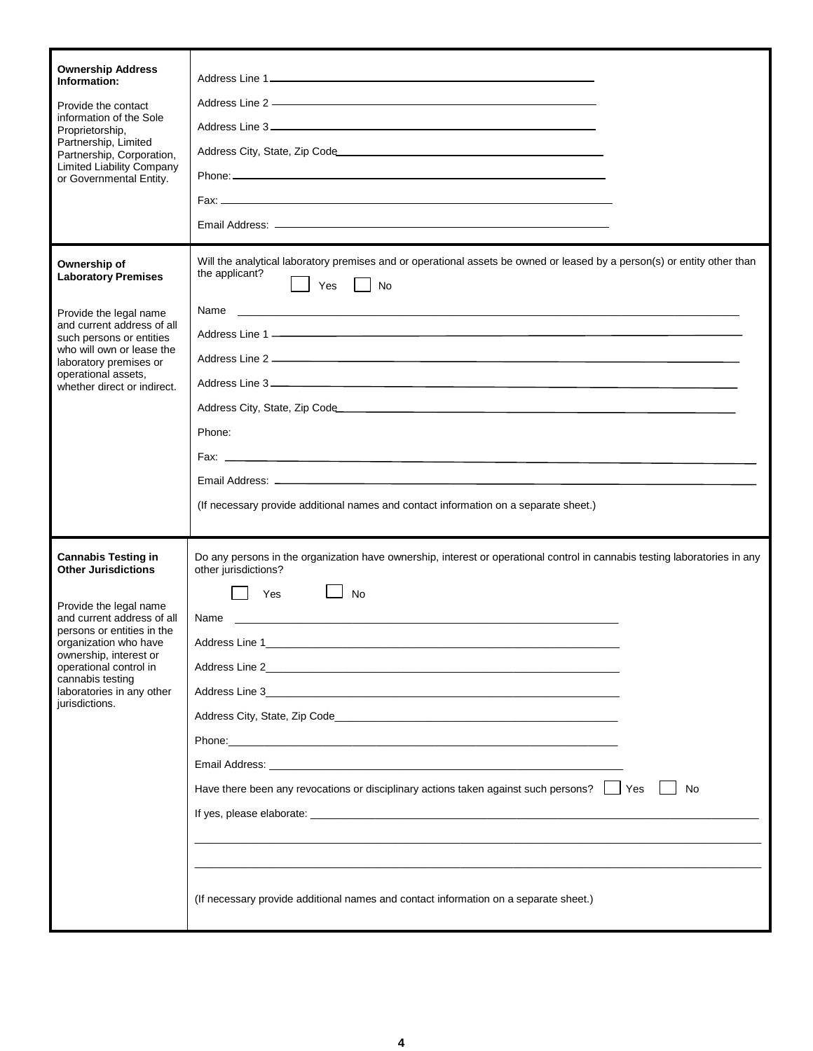| | |
|---|---|
| **Ownership Address Information:**<br><br>Provide the contact information of the Sole Proprietorship, Partnership, Limited Partnership, Corporation, Limited Liability Company or Governmental Entity. | Address Line 1 \_\_\_\_\_\_\_\_\_\_<br>Address Line 2 \_\_\_\_\_\_\_\_\_\_<br>Address Line 3 \_\_\_\_\_\_\_\_\_\_<br>Address City, State, Zip Code \_\_\_\_\_\_\_\_\_\_<br>Phone: \_\_\_\_\_\_\_\_\_\_<br>Fax: \_\_\_\_\_\_\_\_\_\_<br>Email Address: \_\_\_\_\_\_\_\_\_\_ |
| **Ownership of Laboratory Premises**<br><br>Provide the legal name and current address of all such persons or entities who will own or lease the laboratory premises or operational assets, whether direct or indirect. | Will the analytical laboratory premises and or operational assets be owned or leased by a person(s) or entity other than the applicant?<br>☐ Yes ☐ No<br><br>Name \_\_\_\_\_\_\_\_\_\_<br>Address Line 1 \_\_\_\_\_\_\_\_\_\_<br>Address Line 2 \_\_\_\_\_\_\_\_\_\_<br>Address Line 3 \_\_\_\_\_\_\_\_\_\_<br>Address City, State, Zip Code \_\_\_\_\_\_\_\_\_\_<br>Phone:<br>Fax: \_\_\_\_\_\_\_\_\_\_<br>Email Address: \_\_\_\_\_\_\_\_\_\_<br><br>(If necessary provide additional names and contact information on a separate sheet.) |
| **Cannabis Testing in Other Jurisdictions**<br><br>Provide the legal name and current address of all persons or entities in the organization who have ownership, interest or operational control in cannabis testing laboratories in any other jurisdictions. | Do any persons in the organization have ownership, interest or operational control in cannabis testing laboratories in any other jurisdictions?<br>☐ Yes ☐ No<br><br>Name \_\_\_\_\_\_\_\_\_\_<br>Address Line 1 \_\_\_\_\_\_\_\_\_\_<br>Address Line 2 \_\_\_\_\_\_\_\_\_\_<br>Address Line 3 \_\_\_\_\_\_\_\_\_\_<br>Address City, State, Zip Code \_\_\_\_\_\_\_\_\_\_<br>Phone: \_\_\_\_\_\_\_\_\_\_<br>Email Address: \_\_\_\_\_\_\_\_\_\_<br><br>Have there been any revocations or disciplinary actions taken against such persons? ☐ Yes ☐ No<br><br>If yes, please elaborate: \_\_\_\_\_\_\_\_\_\_<br>\_\_\_\_\_\_\_\_\_\_<br>\_\_\_\_\_\_\_\_\_\_<br><br>(If necessary provide additional names and contact information on a separate sheet.) |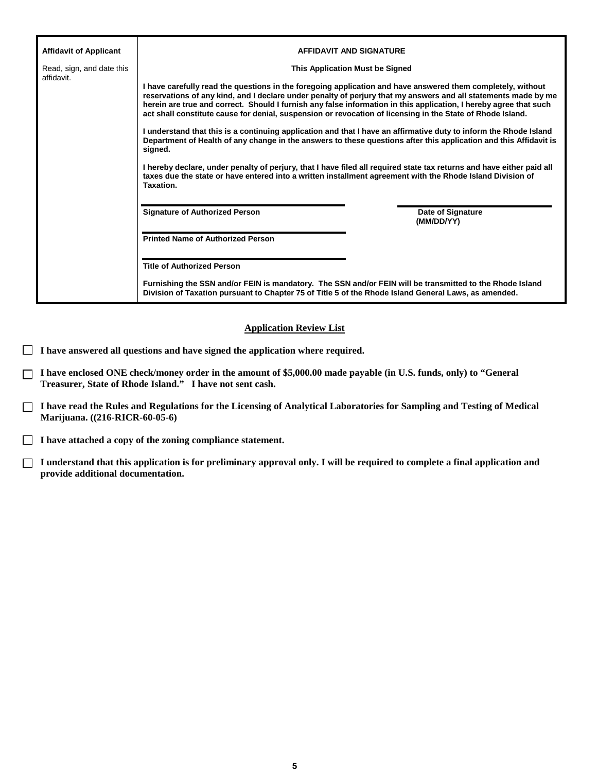| Affidavit of Applicant<br><br>Read, sign, and date this affidavit. | **AFFIDAVIT AND SIGNATURE**<br><br>**This Application Must be Signed**<br><br>**I have carefully read the questions in the foregoing application and have answered them completely, without reservations of any kind, and I declare under penalty of perjury that my answers and all statements made by me herein are true and correct. Should I furnish any false information in this application, I hereby agree that such act shall constitute cause for denial, suspension or revocation of licensing in the State of Rhode Island.**<br><br>**I understand that this is a continuing application and that I have an affirmative duty to inform the Rhode Island Department of Health of any change in the answers to these questions after this application and this Affidavit is signed.**<br><br>**I hereby declare, under penalty of perjury, that I have filed all required state tax returns and have either paid all taxes due the state or have entered into a written installment agreement with the Rhode Island Division of Taxation.**<br><br>**Signature of Authorized Person** ____________ **Date of Signature (MM/DD/YY)** ____________<br><br>**Printed Name of Authorized Person** ____________<br><br>**Title of Authorized Person** ____________<br><br>**Furnishing the SSN and/or FEIN is mandatory. The SSN and/or FEIN will be transmitted to the Rhode Island Division of Taxation pursuant to Chapter 75 of Title 5 of the Rhode Island General Laws, as amended.** |
|---|---|

## Application Review List

- ☐ **I have answered all questions and have signed the application where required.**
- ☐ **I have enclosed ONE check/money order in the amount of $5,000.00 made payable (in U.S. funds, only) to "General Treasurer, State of Rhode Island." I have not sent cash.**
- ☐ **I have read the Rules and Regulations for the Licensing of Analytical Laboratories for Sampling and Testing of Medical Marijuana. ((216-RICR-60-05-6)**
- ☐ **I have attached a copy of the zoning compliance statement.**
- ☐ **I understand that this application is for preliminary approval only. I will be required to complete a final application and provide additional documentation.**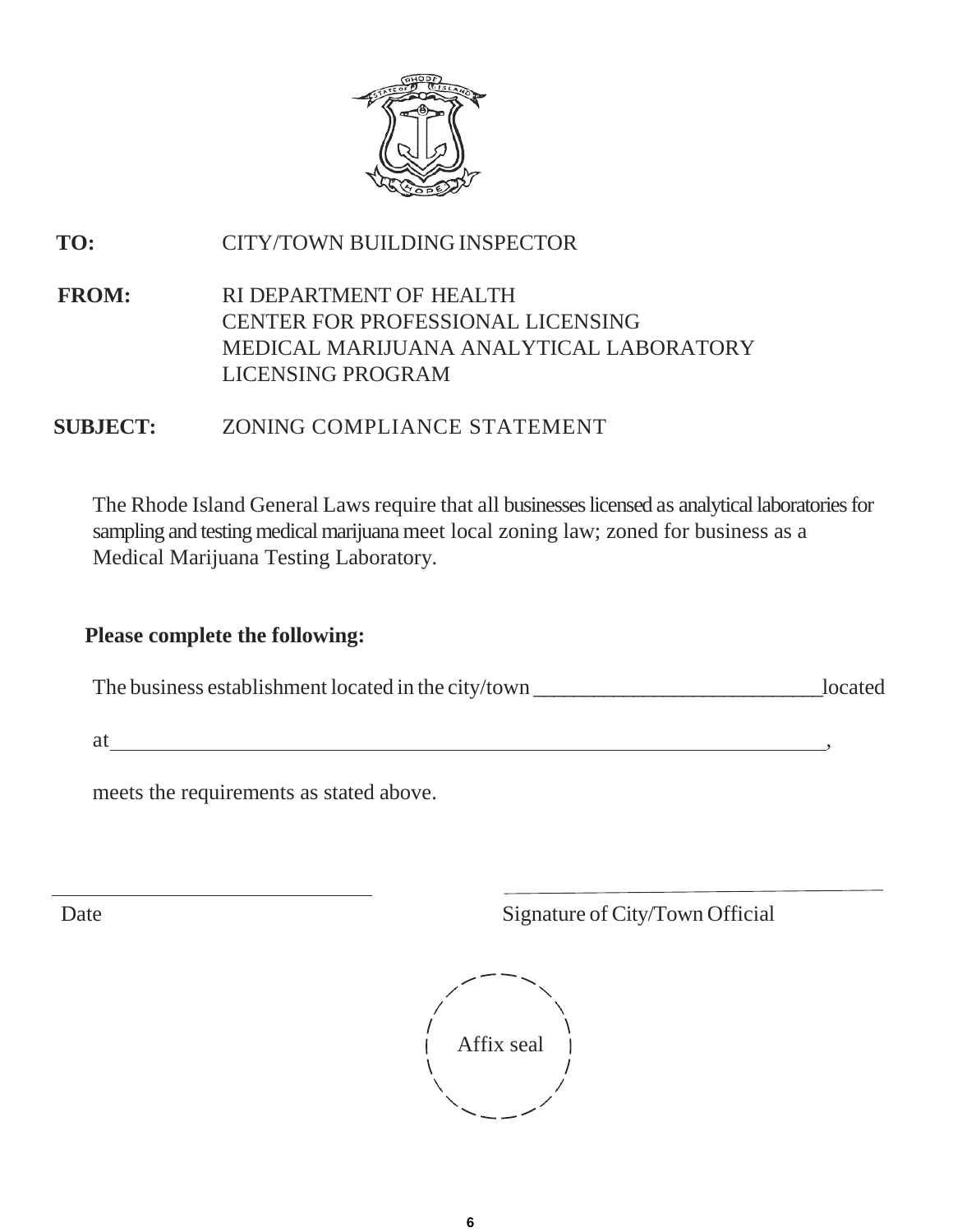**TO:** CITY/TOWN BUILDING INSPECTOR

**FROM:** RI DEPARTMENT OF HEALTH
CENTER FOR PROFESSIONAL LICENSING
MEDICAL MARIJUANA ANALYTICAL LABORATORY
LICENSING PROGRAM

**SUBJECT:** ZONING COMPLIANCE STATEMENT

The Rhode Island General Laws require that all businesses licensed as analytical laboratories for sampling and testing medical marijuana meet local zoning law; zoned for business as a Medical Marijuana Testing Laboratory.

**Please complete the following:**

The business establishment located in the city/town ___________________________ located

at ______________________________________________________________________,

meets the requirements as stated above.

______________________________ ______________________________

Date Signature of City/Town Official

Affix seal